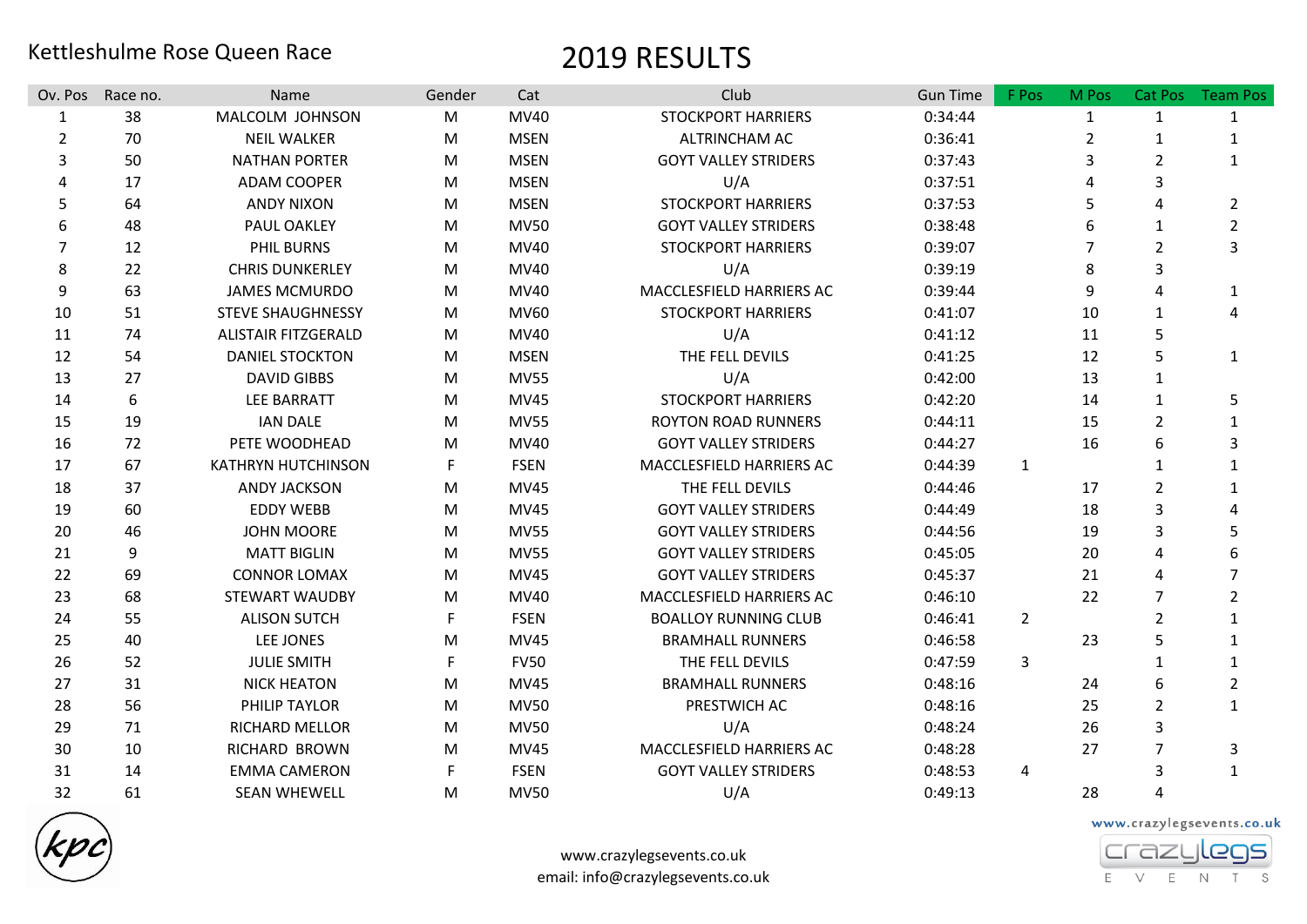# Kettleshulme Rose Queen Race

## 2019 RESULTS

| Ov. Pos | Race no. | Name | Gender | Cat | Club | Gun Time | F Pos | M Pos | Cat Pos | Team Pos |
|---|---|---|---|---|---|---|---|---|---|---|
| 1 | 38 | MALCOLM JOHNSON | M | MV40 | STOCKPORT HARRIERS | 0:34:44 | | 1 | 1 | 1 |
| 2 | 70 | NEIL WALKER | M | MSEN | ALTRINCHAM AC | 0:36:41 | | 2 | 1 | 1 |
| 3 | 50 | NATHAN PORTER | M | MSEN | GOYT VALLEY STRIDERS | 0:37:43 | | 3 | 2 | 1 |
| 4 | 17 | ADAM COOPER | M | MSEN | U/A | 0:37:51 | | 4 | 3 | |
| 5 | 64 | ANDY NIXON | M | MSEN | STOCKPORT HARRIERS | 0:37:53 | | 5 | 4 | 2 |
| 6 | 48 | PAUL OAKLEY | M | MV50 | GOYT VALLEY STRIDERS | 0:38:48 | | 6 | 1 | 2 |
| 7 | 12 | PHIL BURNS | M | MV40 | STOCKPORT HARRIERS | 0:39:07 | | 7 | 2 | 3 |
| 8 | 22 | CHRIS DUNKERLEY | M | MV40 | U/A | 0:39:19 | | 8 | 3 | |
| 9 | 63 | JAMES MCMURDO | M | MV40 | MACCLESFIELD HARRIERS AC | 0:39:44 | | 9 | 4 | 1 |
| 10 | 51 | STEVE SHAUGHNESSY | M | MV60 | STOCKPORT HARRIERS | 0:41:07 | | 10 | 1 | 4 |
| 11 | 74 | ALISTAIR FITZGERALD | M | MV40 | U/A | 0:41:12 | | 11 | 5 | |
| 12 | 54 | DANIEL STOCKTON | M | MSEN | THE FELL DEVILS | 0:41:25 | | 12 | 5 | 1 |
| 13 | 27 | DAVID GIBBS | M | MV55 | U/A | 0:42:00 | | 13 | 1 | |
| 14 | 6 | LEE BARRATT | M | MV45 | STOCKPORT HARRIERS | 0:42:20 | | 14 | 1 | 5 |
| 15 | 19 | IAN DALE | M | MV55 | ROYTON ROAD RUNNERS | 0:44:11 | | 15 | 2 | 1 |
| 16 | 72 | PETE WOODHEAD | M | MV40 | GOYT VALLEY STRIDERS | 0:44:27 | | 16 | 6 | 3 |
| 17 | 67 | KATHRYN HUTCHINSON | F | FSEN | MACCLESFIELD HARRIERS AC | 0:44:39 | 1 | | 1 | 1 |
| 18 | 37 | ANDY JACKSON | M | MV45 | THE FELL DEVILS | 0:44:46 | | 17 | 2 | 1 |
| 19 | 60 | EDDY WEBB | M | MV45 | GOYT VALLEY STRIDERS | 0:44:49 | | 18 | 3 | 4 |
| 20 | 46 | JOHN MOORE | M | MV55 | GOYT VALLEY STRIDERS | 0:44:56 | | 19 | 3 | 5 |
| 21 | 9 | MATT BIGLIN | M | MV55 | GOYT VALLEY STRIDERS | 0:45:05 | | 20 | 4 | 6 |
| 22 | 69 | CONNOR LOMAX | M | MV45 | GOYT VALLEY STRIDERS | 0:45:37 | | 21 | 4 | 7 |
| 23 | 68 | STEWART WAUDBY | M | MV40 | MACCLESFIELD HARRIERS AC | 0:46:10 | | 22 | 7 | 2 |
| 24 | 55 | ALISON SUTCH | F | FSEN | BOALLOY RUNNING CLUB | 0:46:41 | 2 | | 2 | 1 |
| 25 | 40 | LEE JONES | M | MV45 | BRAMHALL RUNNERS | 0:46:58 | | 23 | 5 | 1 |
| 26 | 52 | JULIE SMITH | F | FV50 | THE FELL DEVILS | 0:47:59 | 3 | | 1 | 1 |
| 27 | 31 | NICK HEATON | M | MV45 | BRAMHALL RUNNERS | 0:48:16 | | 24 | 6 | 2 |
| 28 | 56 | PHILIP TAYLOR | M | MV50 | PRESTWICH AC | 0:48:16 | | 25 | 2 | 1 |
| 29 | 71 | RICHARD MELLOR | M | MV50 | U/A | 0:48:24 | | 26 | 3 | |
| 30 | 10 | RICHARD BROWN | M | MV45 | MACCLESFIELD HARRIERS AC | 0:48:28 | | 27 | 7 | 3 |
| 31 | 14 | EMMA CAMERON | F | FSEN | GOYT VALLEY STRIDERS | 0:48:53 | 4 | | 3 | 1 |
| 32 | 61 | SEAN WHEWELL | M | MV50 | U/A | 0:49:13 | | 28 | 4 | |

www.crazylegsevents.co.uk
email: info@crazylegsevents.co.uk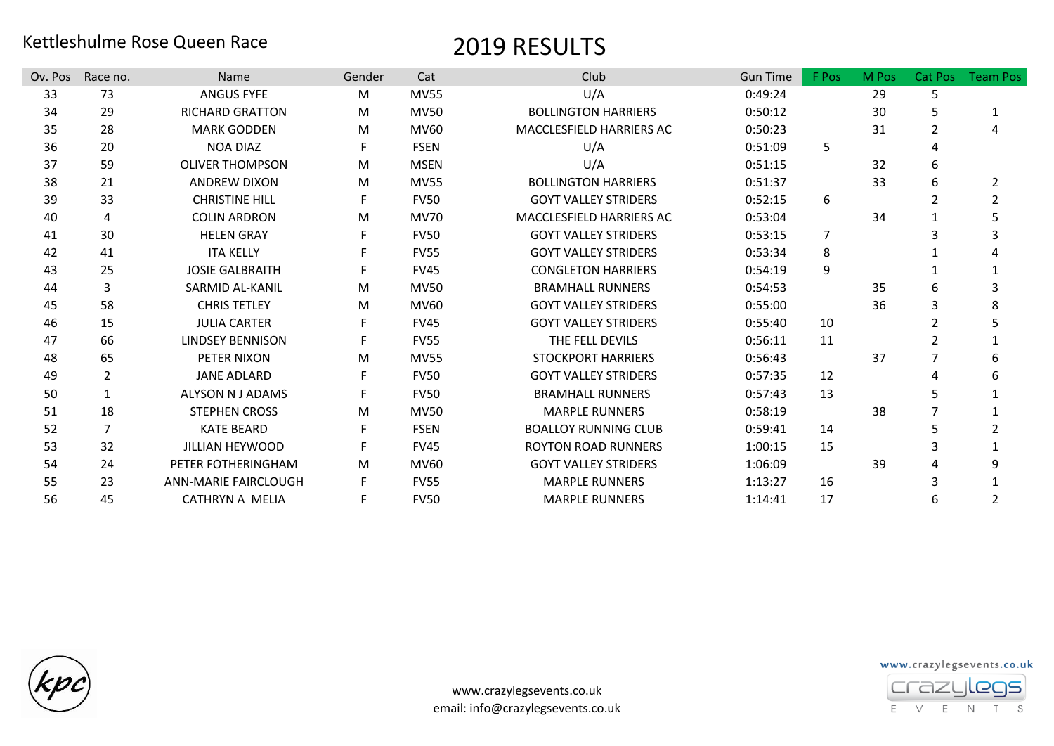Kettleshulme Rose Queen Race

# 2019 RESULTS

| Ov. Pos | Race no. | Name | Gender | Cat | Club | Gun Time | F Pos | M Pos | Cat Pos | Team Pos |
|---|---|---|---|---|---|---|---|---|---|---|
| 33 | 73 | ANGUS FYFE | M | MV55 | U/A | 0:49:24 | | 29 | 5 | |
| 34 | 29 | RICHARD GRATTON | M | MV50 | BOLLINGTON HARRIERS | 0:50:12 | | 30 | 5 | 1 |
| 35 | 28 | MARK GODDEN | M | MV60 | MACCLESFIELD HARRIERS AC | 0:50:23 | | 31 | 2 | 4 |
| 36 | 20 | NOA DIAZ | F | FSEN | U/A | 0:51:09 | 5 | | 4 | |
| 37 | 59 | OLIVER THOMPSON | M | MSEN | U/A | 0:51:15 | | 32 | 6 | |
| 38 | 21 | ANDREW DIXON | M | MV55 | BOLLINGTON HARRIERS | 0:51:37 | | 33 | 6 | 2 |
| 39 | 33 | CHRISTINE HILL | F | FV50 | GOYT VALLEY STRIDERS | 0:52:15 | 6 | | 2 | 2 |
| 40 | 4 | COLIN ARDRON | M | MV70 | MACCLESFIELD HARRIERS AC | 0:53:04 | | 34 | 1 | 5 |
| 41 | 30 | HELEN GRAY | F | FV50 | GOYT VALLEY STRIDERS | 0:53:15 | 7 | | 3 | 3 |
| 42 | 41 | ITA KELLY | F | FV55 | GOYT VALLEY STRIDERS | 0:53:34 | 8 | | 1 | 4 |
| 43 | 25 | JOSIE GALBRAITH | F | FV45 | CONGLETON HARRIERS | 0:54:19 | 9 | | 1 | 1 |
| 44 | 3 | SARMID AL-KANIL | M | MV50 | BRAMHALL RUNNERS | 0:54:53 | | 35 | 6 | 3 |
| 45 | 58 | CHRIS TETLEY | M | MV60 | GOYT VALLEY STRIDERS | 0:55:00 | | 36 | 3 | 8 |
| 46 | 15 | JULIA CARTER | F | FV45 | GOYT VALLEY STRIDERS | 0:55:40 | 10 | | 2 | 5 |
| 47 | 66 | LINDSEY BENNISON | F | FV55 | THE FELL DEVILS | 0:56:11 | 11 | | 2 | 1 |
| 48 | 65 | PETER NIXON | M | MV55 | STOCKPORT HARRIERS | 0:56:43 | | 37 | 7 | 6 |
| 49 | 2 | JANE ADLARD | F | FV50 | GOYT VALLEY STRIDERS | 0:57:35 | 12 | | 4 | 6 |
| 50 | 1 | ALYSON N J ADAMS | F | FV50 | BRAMHALL RUNNERS | 0:57:43 | 13 | | 5 | 1 |
| 51 | 18 | STEPHEN CROSS | M | MV50 | MARPLE RUNNERS | 0:58:19 | | 38 | 7 | 1 |
| 52 | 7 | KATE BEARD | F | FSEN | BOALLOY RUNNING CLUB | 0:59:41 | 14 | | 5 | 2 |
| 53 | 32 | JILLIAN HEYWOOD | F | FV45 | ROYTON ROAD RUNNERS | 1:00:15 | 15 | | 3 | 1 |
| 54 | 24 | PETER FOTHERINGHAM | M | MV60 | GOYT VALLEY STRIDERS | 1:06:09 | | 39 | 4 | 9 |
| 55 | 23 | ANN-MARIE FAIRCLOUGH | F | FV55 | MARPLE RUNNERS | 1:13:27 | 16 | | 3 | 1 |
| 56 | 45 | CATHRYN A MELIA | F | FV50 | MARPLE RUNNERS | 1:14:41 | 17 | | 6 | 2 |

www.crazylegsevents.co.uk
email: info@crazylegsevents.co.uk